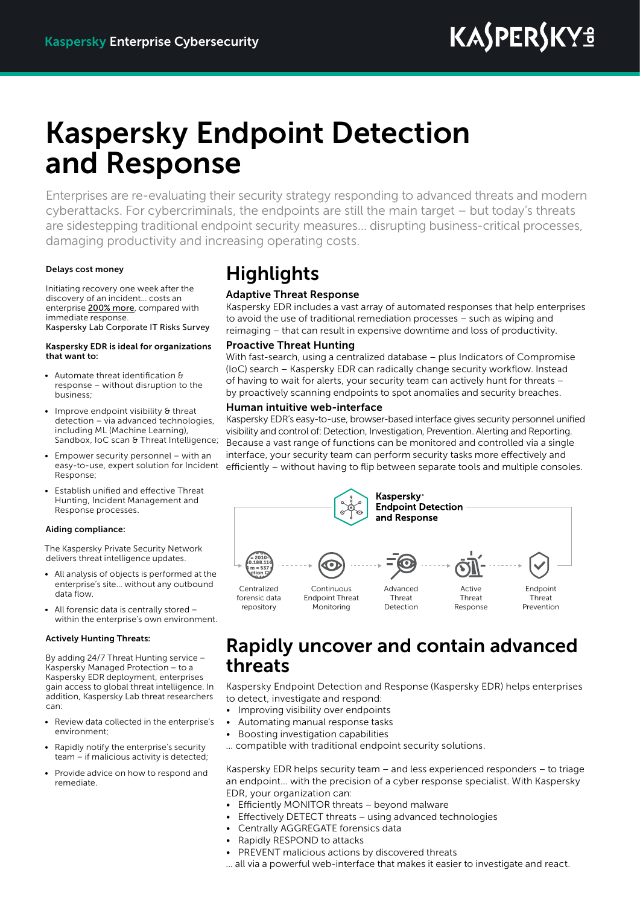Kaspersky Enterprise Cybersecurity

# Kaspersky Endpoint Detection and Response

Enterprises are re-evaluating their security strategy responding to advanced threats and modern cyberattacks. For cybercriminals, the endpoints are still the main target – but today's threats are sidestepping traditional endpoint security measures... disrupting business-critical processes, damaging productivity and increasing operating costs.

**Delays cost money**

Initiating recovery one week after the discovery of an incident... costs an enterprise 200% more, compared with immediate response.
Kaspersky Lab Corporate IT Risks Survey

**Kaspersky EDR is ideal for organizations that want to:**

- Automate threat identification & response – without disruption to the business;
- Improve endpoint visibility & threat detection – via advanced technologies, including ML (Machine Learning), Sandbox, IoC scan & Threat Intelligence;
- Empower security personnel – with an easy-to-use, expert solution for Incident Response;
- Establish unified and effective Threat Hunting, Incident Management and Response processes.

**Aiding compliance:**

The Kaspersky Private Security Network delivers threat intelligence updates.

- All analysis of objects is performed at the enterprise's site... without any outbound data flow.
- All forensic data is centrally stored – within the enterprise's own environment.

**Actively Hunting Threats:**

By adding 24/7 Threat Hunting service – Kaspersky Managed Protection – to a Kaspersky EDR deployment, enterprises gain access to global threat intelligence. In addition, Kaspersky Lab threat researchers can:

- Review data collected in the enterprise's environment;
- Rapidly notify the enterprise's security team – if malicious activity is detected;
- Provide advice on how to respond and remediate.

## Highlights

### Adaptive Threat Response

Kaspersky EDR includes a vast array of automated responses that help enterprises to avoid the use of traditional remediation processes – such as wiping and reimaging – that can result in expensive downtime and loss of productivity.

### Proactive Threat Hunting

With fast-search, using a centralized database – plus Indicators of Compromise (IoC) search – Kaspersky EDR can radically change security workflow. Instead of having to wait for alerts, your security team can actively hunt for threats – by proactively scanning endpoints to spot anomalies and security breaches.

### Human intuitive web-interface

Kaspersky EDR's easy-to-use, browser-based interface gives security personnel unified visibility and control of: Detection, Investigation, Prevention. Alerting and Reporting. Because a vast range of functions can be monitored and controlled via a single interface, your security team can perform security tasks more effectively and efficiently – without having to flip between separate tools and multiple consoles.

Kaspersky Endpoint Detection and Response

Centralized forensic data repository · Continuous Endpoint Threat Monitoring · Advanced Threat Detection · Active Threat Response · Endpoint Threat Prevention

## Rapidly uncover and contain advanced threats

Kaspersky Endpoint Detection and Response (Kaspersky EDR) helps enterprises to detect, investigate and respond:

- Improving visibility over endpoints
- Automating manual response tasks
- Boosting investigation capabilities

... compatible with traditional endpoint security solutions.

Kaspersky EDR helps security team – and less experienced responders – to triage an endpoint... with the precision of a cyber response specialist. With Kaspersky EDR, your organization can:

- Efficiently MONITOR threats – beyond malware
- Effectively DETECT threats – using advanced technologies
- Centrally AGGREGATE forensics data
- Rapidly RESPOND to attacks
- PREVENT malicious actions by discovered threats

... all via a powerful web-interface that makes it easier to investigate and react.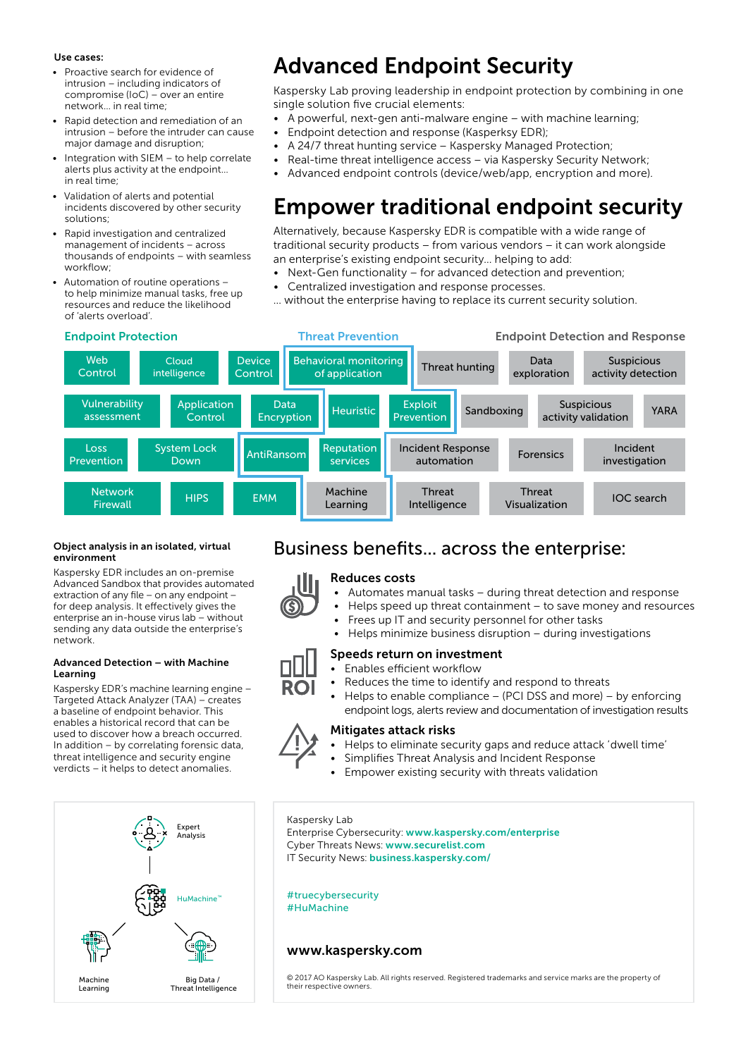# Advanced Endpoint Security

Kaspersky Lab proving leadership in endpoint protection by combining in one single solution five crucial elements:

- A powerful, next-gen anti-malware engine – with machine learning;
- Endpoint detection and response (Kasperksy EDR);
- A 24/7 threat hunting service – Kaspersky Managed Protection;
- Real-time threat intelligence access – via Kaspersky Security Network;
- Advanced endpoint controls (device/web/app, encryption and more).

# Empower traditional endpoint security

Alternatively, because Kaspersky EDR is compatible with a wide range of traditional security products – from various vendors – it can work alongside an enterprise's existing endpoint security... helping to add:

- Next-Gen functionality – for advanced detection and prevention;
- Centralized investigation and response processes.

... without the enterprise having to replace its current security solution.

**Use cases:**

- Proactive search for evidence of intrusion – including indicators of compromise (IoC) – over an entire network... in real time;
- Rapid detection and remediation of an intrusion – before the intruder can cause major damage and disruption;
- Integration with SIEM – to help correlate alerts plus activity at the endpoint... in real time;
- Validation of alerts and potential incidents discovered by other security solutions;
- Rapid investigation and centralized management of incidents – across thousands of endpoints – with seamless workflow;
- Automation of routine operations – to help minimize manual tasks, free up resources and reduce the likelihood of 'alerts overload'.

Endpoint Protection | Threat Prevention | Endpoint Detection and Response

Web Control
Cloud intelligence
Device Control
Behavioral monitoring of application
Threat hunting
Data exploration
Suspicious activity detection
Vulnerability assessment
Application Control
Data Encryption
Heuristic
Exploit Prevention
Sandboxing
Suspicious activity validation
YARA
Loss Prevention
System Lock Down
AntiRansom
Reputation services
Incident Response automation
Forensics
Incident investigation
Network Firewall
HIPS
EMM
Machine Learning
Threat Intelligence
Threat Visualization
IOC search

**Object analysis in an isolated, virtual environment**

Kaspersky EDR includes an on-premise Advanced Sandbox that provides automated extraction of any file – on any endpoint – for deep analysis. It effectively gives the enterprise an in-house virus lab – without sending any data outside the enterprise's network.

**Advanced Detection – with Machine Learning**

Kaspersky EDR's machine learning engine – Targeted Attack Analyzer (TAA) – creates a baseline of endpoint behavior. This enables a historical record that can be used to discover how a breach occurred. In addition – by correlating forensic data, threat intelligence and security engine verdicts – it helps to detect anomalies.

Expert Analysis
HuMachine™
Machine Learning
Big Data / Threat Intelligence

## Business benefits... across the enterprise:

### Reduces costs

- Automates manual tasks – during threat detection and response
- Helps speed up threat containment – to save money and resources
- Frees up IT and security personnel for other tasks
- Helps minimize business disruption – during investigations

### Speeds return on investment

- Enables efficient workflow
- Reduces the time to identify and respond to threats
- Helps to enable compliance – (PCI DSS and more) – by enforcing endpoint logs, alerts review and documentation of investigation results

### Mitigates attack risks

- Helps to eliminate security gaps and reduce attack 'dwell time'
- Simplifies Threat Analysis and Incident Response
- Empower existing security with threats validation

Kaspersky Lab
Enterprise Cybersecurity: www.kaspersky.com/enterprise
Cyber Threats News: www.securelist.com
IT Security News: business.kaspersky.com/

#truecybersecurity
#HuMachine

**www.kaspersky.com**

© 2017 AO Kaspersky Lab. All rights reserved. Registered trademarks and service marks are the property of their respective owners.